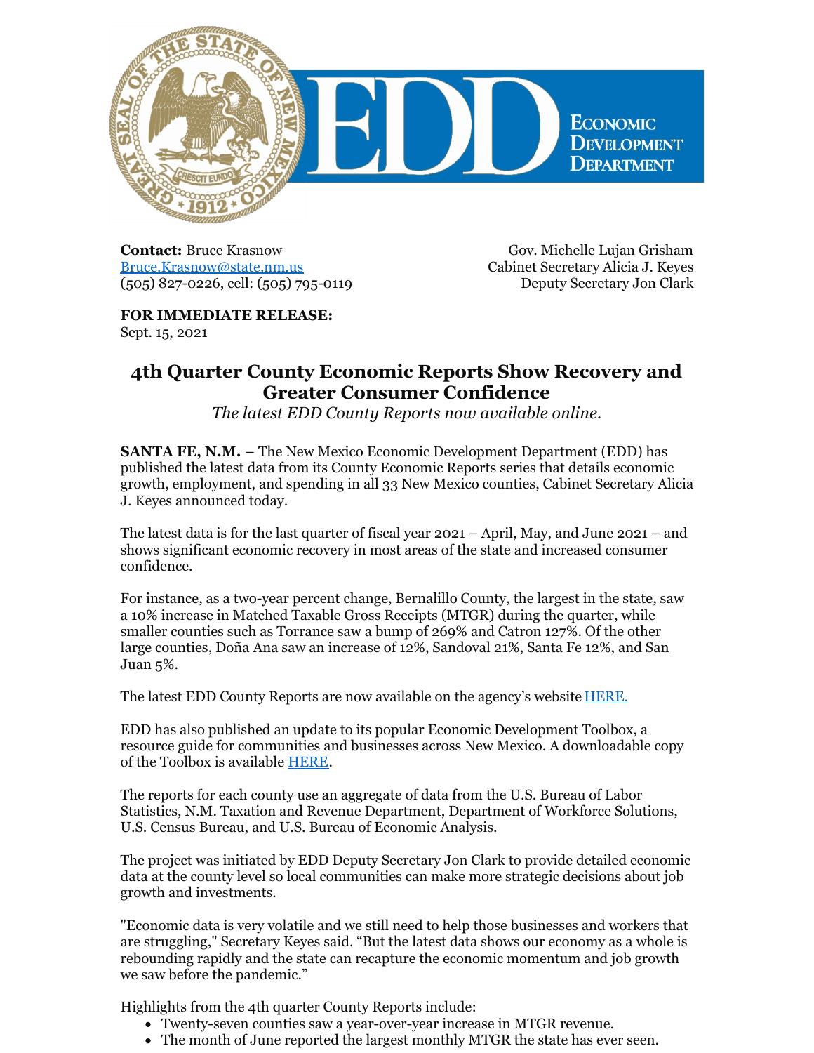**Contact:** Bruce Krasnow
Bruce.Krasnow@state.nm.us
(505) 827-0226, cell: (505) 795-0119

Gov. Michelle Lujan Grisham
Cabinet Secretary Alicia J. Keyes
Deputy Secretary Jon Clark

**FOR IMMEDIATE RELEASE:**
Sept. 15, 2021

# 4th Quarter County Economic Reports Show Recovery and Greater Consumer Confidence

*The latest EDD County Reports now available online.*

**SANTA FE, N.M.** – The New Mexico Economic Development Department (EDD) has published the latest data from its County Economic Reports series that details economic growth, employment, and spending in all 33 New Mexico counties, Cabinet Secretary Alicia J. Keyes announced today.

The latest data is for the last quarter of fiscal year 2021 – April, May, and June 2021 – and shows significant economic recovery in most areas of the state and increased consumer confidence.

For instance, as a two-year percent change, Bernalillo County, the largest in the state, saw a 10% increase in Matched Taxable Gross Receipts (MTGR) during the quarter, while smaller counties such as Torrance saw a bump of 269% and Catron 127%. Of the other large counties, Doña Ana saw an increase of 12%, Sandoval 21%, Santa Fe 12%, and San Juan 5%.

The latest EDD County Reports are now available on the agency's website HERE.

EDD has also published an update to its popular Economic Development Toolbox, a resource guide for communities and businesses across New Mexico. A downloadable copy of the Toolbox is available HERE.

The reports for each county use an aggregate of data from the U.S. Bureau of Labor Statistics, N.M. Taxation and Revenue Department, Department of Workforce Solutions, U.S. Census Bureau, and U.S. Bureau of Economic Analysis.

The project was initiated by EDD Deputy Secretary Jon Clark to provide detailed economic data at the county level so local communities can make more strategic decisions about job growth and investments.

"Economic data is very volatile and we still need to help those businesses and workers that are struggling," Secretary Keyes said. "But the latest data shows our economy as a whole is rebounding rapidly and the state can recapture the economic momentum and job growth we saw before the pandemic."

Highlights from the 4th quarter County Reports include:

- Twenty-seven counties saw a year-over-year increase in MTGR revenue.
- The month of June reported the largest monthly MTGR the state has ever seen.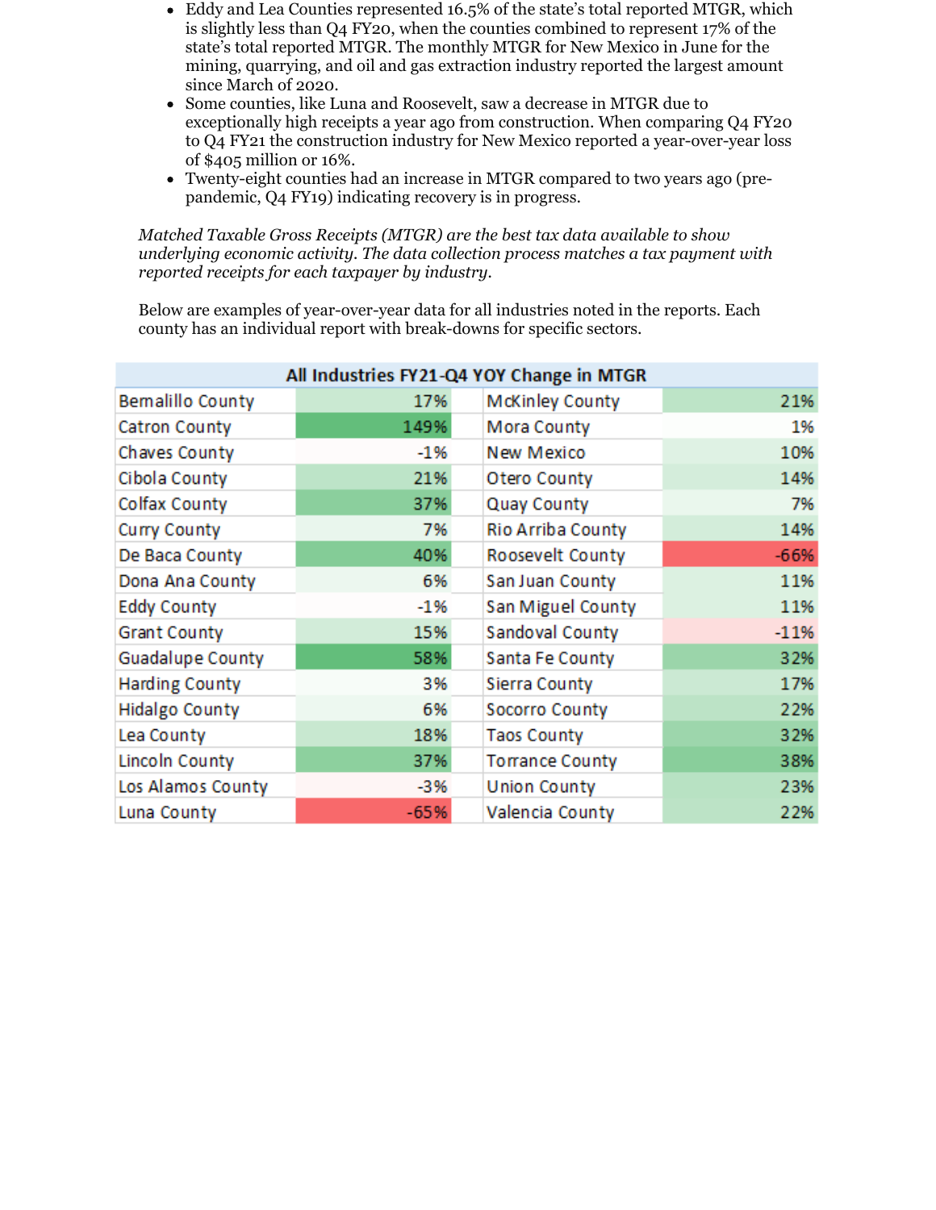- Eddy and Lea Counties represented 16.5% of the state's total reported MTGR, which is slightly less than Q4 FY20, when the counties combined to represent 17% of the state's total reported MTGR. The monthly MTGR for New Mexico in June for the mining, quarrying, and oil and gas extraction industry reported the largest amount since March of 2020.
- Some counties, like Luna and Roosevelt, saw a decrease in MTGR due to exceptionally high receipts a year ago from construction. When comparing Q4 FY20 to Q4 FY21 the construction industry for New Mexico reported a year-over-year loss of $405 million or 16%.
- Twenty-eight counties had an increase in MTGR compared to two years ago (pre-pandemic, Q4 FY19) indicating recovery is in progress.

*Matched Taxable Gross Receipts (MTGR) are the best tax data available to show underlying economic activity. The data collection process matches a tax payment with reported receipts for each taxpayer by industry.*

Below are examples of year-over-year data for all industries noted in the reports. Each county has an individual report with break-downs for specific sectors.

| All Industries FY21-Q4 YOY Change in MTGR | | | |
|---|---|---|---|
| Bernalillo County | 17% | McKinley County | 21% |
| Catron County | 149% | Mora County | 1% |
| Chaves County | -1% | New Mexico | 10% |
| Cibola County | 21% | Otero County | 14% |
| Colfax County | 37% | Quay County | 7% |
| Curry County | 7% | Rio Arriba County | 14% |
| De Baca County | 40% | Roosevelt County | -66% |
| Dona Ana County | 6% | San Juan County | 11% |
| Eddy County | -1% | San Miguel County | 11% |
| Grant County | 15% | Sandoval County | -11% |
| Guadalupe County | 58% | Santa Fe County | 32% |
| Harding County | 3% | Sierra County | 17% |
| Hidalgo County | 6% | Socorro County | 22% |
| Lea County | 18% | Taos County | 32% |
| Lincoln County | 37% | Torrance County | 38% |
| Los Alamos County | -3% | Union County | 23% |
| Luna County | -65% | Valencia County | 22% |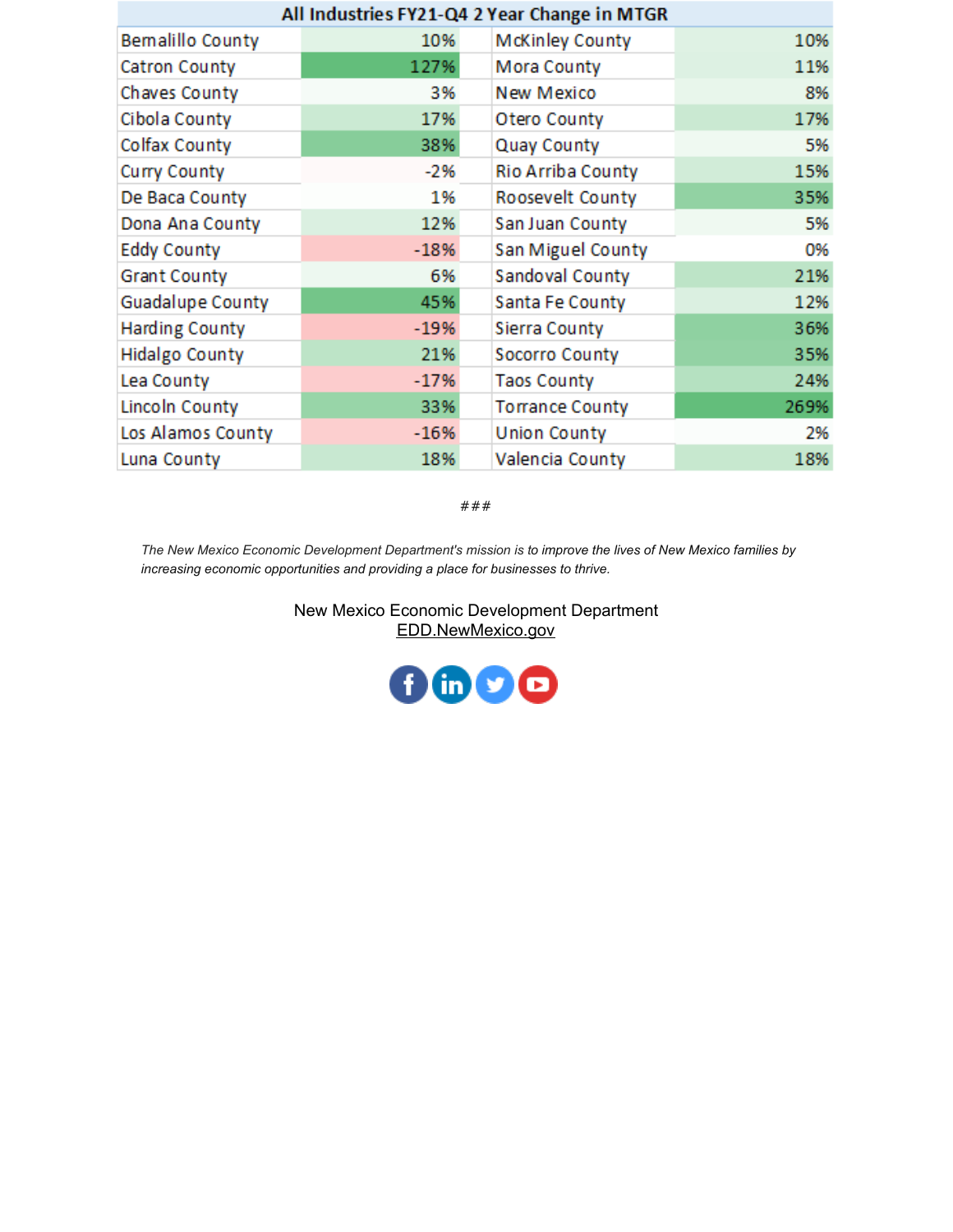| All Industries FY21-Q4 2 Year Change in MTGR | | | |
|---|---|---|---|
| Bernalillo County | 10% | McKinley County | 10% |
| Catron County | 127% | Mora County | 11% |
| Chaves County | 3% | New Mexico | 8% |
| Cibola County | 17% | Otero County | 17% |
| Colfax County | 38% | Quay County | 5% |
| Curry County | -2% | Rio Arriba County | 15% |
| De Baca County | 1% | Roosevelt County | 35% |
| Dona Ana County | 12% | San Juan County | 5% |
| Eddy County | -18% | San Miguel County | 0% |
| Grant County | 6% | Sandoval County | 21% |
| Guadalupe County | 45% | Santa Fe County | 12% |
| Harding County | -19% | Sierra County | 36% |
| Hidalgo County | 21% | Socorro County | 35% |
| Lea County | -17% | Taos County | 24% |
| Lincoln County | 33% | Torrance County | 269% |
| Los Alamos County | -16% | Union County | 2% |
| Luna County | 18% | Valencia County | 18% |

###

*The New Mexico Economic Development Department's mission is to improve the lives of New Mexico families by increasing economic opportunities and providing a place for businesses to thrive.*

New Mexico Economic Development Department
EDD.NewMexico.gov